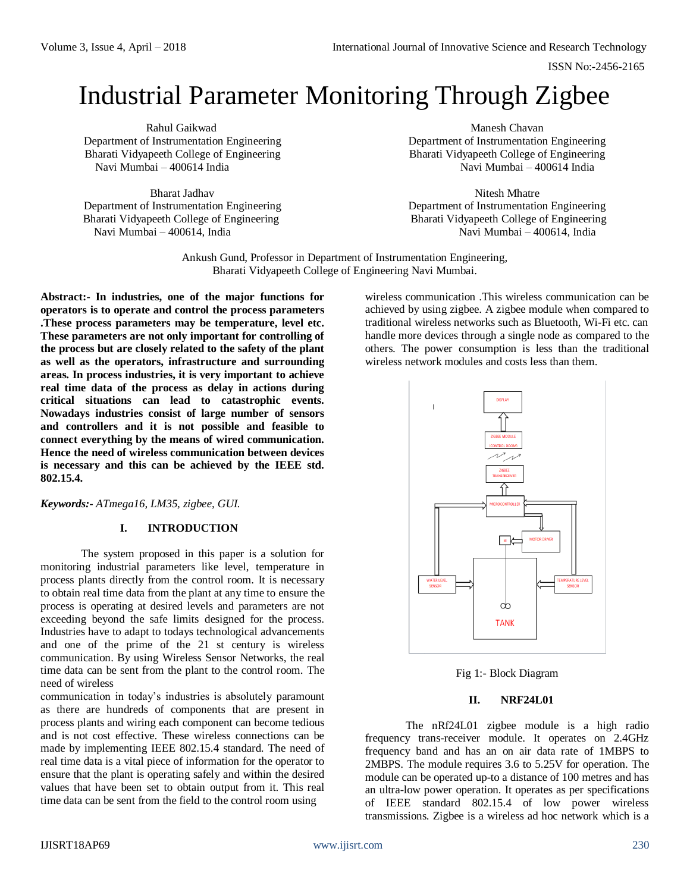# Industrial Parameter Monitoring Through Zigbee

Rahul Gaikwad
Department of Instrumentation Engineering
Bharati Vidyapeeth College of Engineering
Navi Mumbai – 400614 India

Manesh Chavan
Department of Instrumentation Engineering
Bharati Vidyapeeth College of Engineering
Navi Mumbai – 400614 India

Bharat Jadhav
Department of Instrumentation Engineering
Bharati Vidyapeeth College of Engineering
Navi Mumbai – 400614, India

Nitesh Mhatre
Department of Instrumentation Engineering
Bharati Vidyapeeth College of Engineering
Navi Mumbai – 400614, India

Ankush Gund, Professor in Department of Instrumentation Engineering,
Bharati Vidyapeeth College of Engineering Navi Mumbai.

**Abstract:- In industries, one of the major functions for operators is to operate and control the process parameters .These process parameters may be temperature, level etc. These parameters are not only important for controlling of the process but are closely related to the safety of the plant as well as the operators, infrastructure and surrounding areas. In process industries, it is very important to achieve real time data of the process as delay in actions during critical situations can lead to catastrophic events. Nowadays industries consist of large number of sensors and controllers and it is not possible and feasible to connect everything by the means of wired communication. Hence the need of wireless communication between devices is necessary and this can be achieved by the IEEE std. 802.15.4.**

***Keywords:-*** *ATmega16, LM35, zigbee, GUI.*

## I. INTRODUCTION

The system proposed in this paper is a solution for monitoring industrial parameters like level, temperature in process plants directly from the control room. It is necessary to obtain real time data from the plant at any time to ensure the process is operating at desired levels and parameters are not exceeding beyond the safe limits designed for the process. Industries have to adapt to todays technological advancements and one of the prime of the 21 st century is wireless communication. By using Wireless Sensor Networks, the real time data can be sent from the plant to the control room. The need of wireless communication in today's industries is absolutely paramount as there are hundreds of components that are present in process plants and wiring each component can become tedious and is not cost effective. These wireless connections can be made by implementing IEEE 802.15.4 standard. The need of real time data is a vital piece of information for the operator to ensure that the plant is operating safely and within the desired values that have been set to obtain output from it. This real time data can be sent from the field to the control room using wireless communication .This wireless communication can be achieved by using zigbee. A zigbee module when compared to traditional wireless networks such as Bluetooth, Wi-Fi etc. can handle more devices through a single node as compared to the others. The power consumption is less than the traditional wireless network modules and costs less than them.

Fig 1:- Block Diagram

## II. NRF24L01

The nRf24L01 zigbee module is a high radio frequency trans-receiver module. It operates on 2.4GHz frequency band and has an on air data rate of 1MBPS to 2MBPS. The module requires 3.6 to 5.25V for operation. The module can be operated up-to a distance of 100 metres and has an ultra-low power operation. It operates as per specifications of IEEE standard 802.15.4 of low power wireless transmissions. Zigbee is a wireless ad hoc network which is a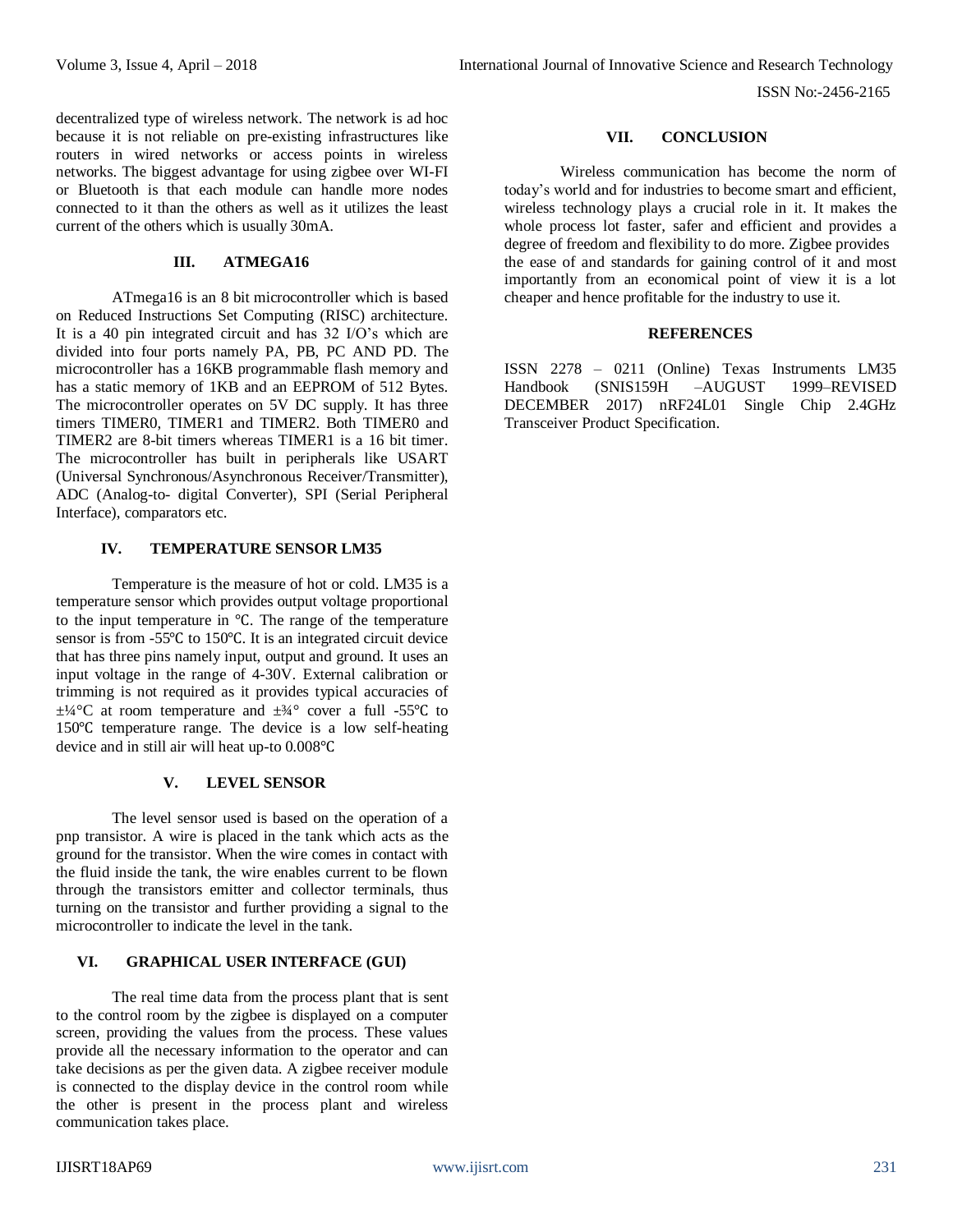decentralized type of wireless network. The network is ad hoc because it is not reliable on pre-existing infrastructures like routers in wired networks or access points in wireless networks. The biggest advantage for using zigbee over WI-FI or Bluetooth is that each module can handle more nodes connected to it than the others as well as it utilizes the least current of the others which is usually 30mA.

## III. ATMEGA16

ATmega16 is an 8 bit microcontroller which is based on Reduced Instructions Set Computing (RISC) architecture. It is a 40 pin integrated circuit and has 32 I/O's which are divided into four ports namely PA, PB, PC AND PD. The microcontroller has a 16KB programmable flash memory and has a static memory of 1KB and an EEPROM of 512 Bytes. The microcontroller operates on 5V DC supply. It has three timers TIMER0, TIMER1 and TIMER2. Both TIMER0 and TIMER2 are 8-bit timers whereas TIMER1 is a 16 bit timer. The microcontroller has built in peripherals like USART (Universal Synchronous/Asynchronous Receiver/Transmitter), ADC (Analog-to- digital Converter), SPI (Serial Peripheral Interface), comparators etc.

## IV. TEMPERATURE SENSOR LM35

Temperature is the measure of hot or cold. LM35 is a temperature sensor which provides output voltage proportional to the input temperature in ℃. The range of the temperature sensor is from -55℃ to 150℃. It is an integrated circuit device that has three pins namely input, output and ground. It uses an input voltage in the range of 4-30V. External calibration or trimming is not required as it provides typical accuracies of ±¼°C at room temperature and ±¾° cover a full -55℃ to 150℃ temperature range. The device is a low self-heating device and in still air will heat up-to 0.008℃

## V. LEVEL SENSOR

The level sensor used is based on the operation of a pnp transistor. A wire is placed in the tank which acts as the ground for the transistor. When the wire comes in contact with the fluid inside the tank, the wire enables current to be flown through the transistors emitter and collector terminals, thus turning on the transistor and further providing a signal to the microcontroller to indicate the level in the tank.

## VI. GRAPHICAL USER INTERFACE (GUI)

The real time data from the process plant that is sent to the control room by the zigbee is displayed on a computer screen, providing the values from the process. These values provide all the necessary information to the operator and can take decisions as per the given data. A zigbee receiver module is connected to the display device in the control room while the other is present in the process plant and wireless communication takes place.

## VII. CONCLUSION

Wireless communication has become the norm of today's world and for industries to become smart and efficient, wireless technology plays a crucial role in it. It makes the whole process lot faster, safer and efficient and provides a degree of freedom and flexibility to do more. Zigbee provides the ease of and standards for gaining control of it and most importantly from an economical point of view it is a lot cheaper and hence profitable for the industry to use it.

## REFERENCES

ISSN 2278 – 0211 (Online) Texas Instruments LM35 Handbook (SNIS159H –AUGUST 1999–REVISED DECEMBER 2017) nRF24L01 Single Chip 2.4GHz Transceiver Product Specification.